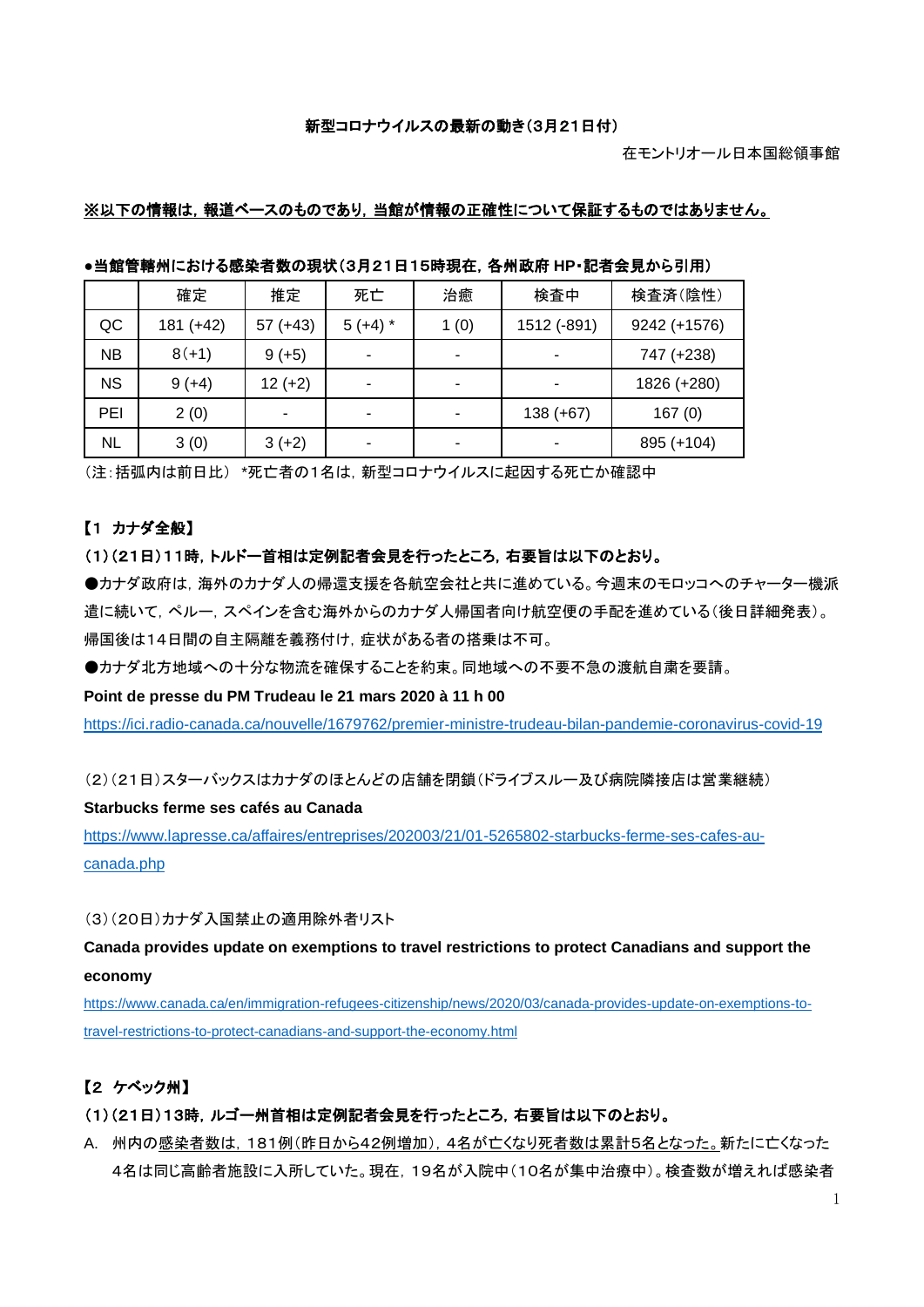**新型コロナウイルスの最新の動き（3月21日付）**

在モントリオール日本国総領事館

**<u>※以下の情報は，報道ベースのものであり，当館が情報の正確性について保証するものではありません。</u>**

**●当館管轄州における感染者数の現状（3月21日15時現在，各州政府 HP・記者会見から引用）**

| | 確定 | 推定 | 死亡 | 治癒 | 検査中 | 検査済（陰性） |
|---|---|---|---|---|---|---|
| QC | 181 (+42) | 57 (+43) | 5 (+4) * | 1 (0) | 1512 (-891) | 9242 (+1576) |
| NB | 8（+1） | 9 (+5) | - | - | - | 747 (+238) |
| NS | 9 (+4) | 12 (+2) | - | - | - | 1826 (+280) |
| PEI | 2 (0) | - | - | - | 138 (+67) | 167 (0) |
| NL | 3 (0) | 3 (+2) | - | - | - | 895 (+104) |

（注：括弧内は前日比） *死亡者の1名は，新型コロナウイルスに起因する死亡か確認中

**【1 カナダ全般】**

**（1）（21日）11時，トルドー首相は定例記者会見を行ったところ，右要旨は以下のとおり。**

●カナダ政府は，海外のカナダ人の帰還支援を各航空会社と共に進めている。今週末のモロッコへのチャーター一機派遣に続いて，ペルー，スペインを含む海外からのカナダ人帰国者向け航空便の手配を進めている（後日詳細発表）。帰国後は14日間の自主隔離を義務付け，症状がある者の搭乗は不可。

●カナダ北方地域への十分な物流を確保することを約束。同地域への不要不急の渡航自粛を要請。

**Point de presse du PM Trudeau le 21 mars 2020 à 11 h 00**

https://ici.radio-canada.ca/nouvelle/1679762/premier-ministre-trudeau-bilan-pandemie-coronavirus-covid-19

（2）（21日）スターバックスはカナダのほとんどの店舗を閉鎖（ドライブスルー及び病院隣接店は営業継続）

**Starbucks ferme ses cafés au Canada**

https://www.lapresse.ca/affaires/entreprises/202003/21/01-5265802-starbucks-ferme-ses-cafes-au-canada.php

（3）（20日）カナダ入国禁止の適用除外者リスト

**Canada provides update on exemptions to travel restrictions to protect Canadians and support the economy**

https://www.canada.ca/en/immigration-refugees-citizenship/news/2020/03/canada-provides-update-on-exemptions-to-travel-restrictions-to-protect-canadians-and-support-the-economy.html

**【2 ケベック州】**

**（1）（21日）13時，ルゴー州首相は定例記者会見を行ったところ，右要旨は以下のとおり。**

A. 州内の<u>感染者数は，181例（昨日から42例増加），4名が亡くなり死者数は累計5名となった。</u>新たに亡くなった4名は同じ高齢者施設に入所していた。現在，19名が入院中（10名が集中治療中）。検査数が増えれば感染者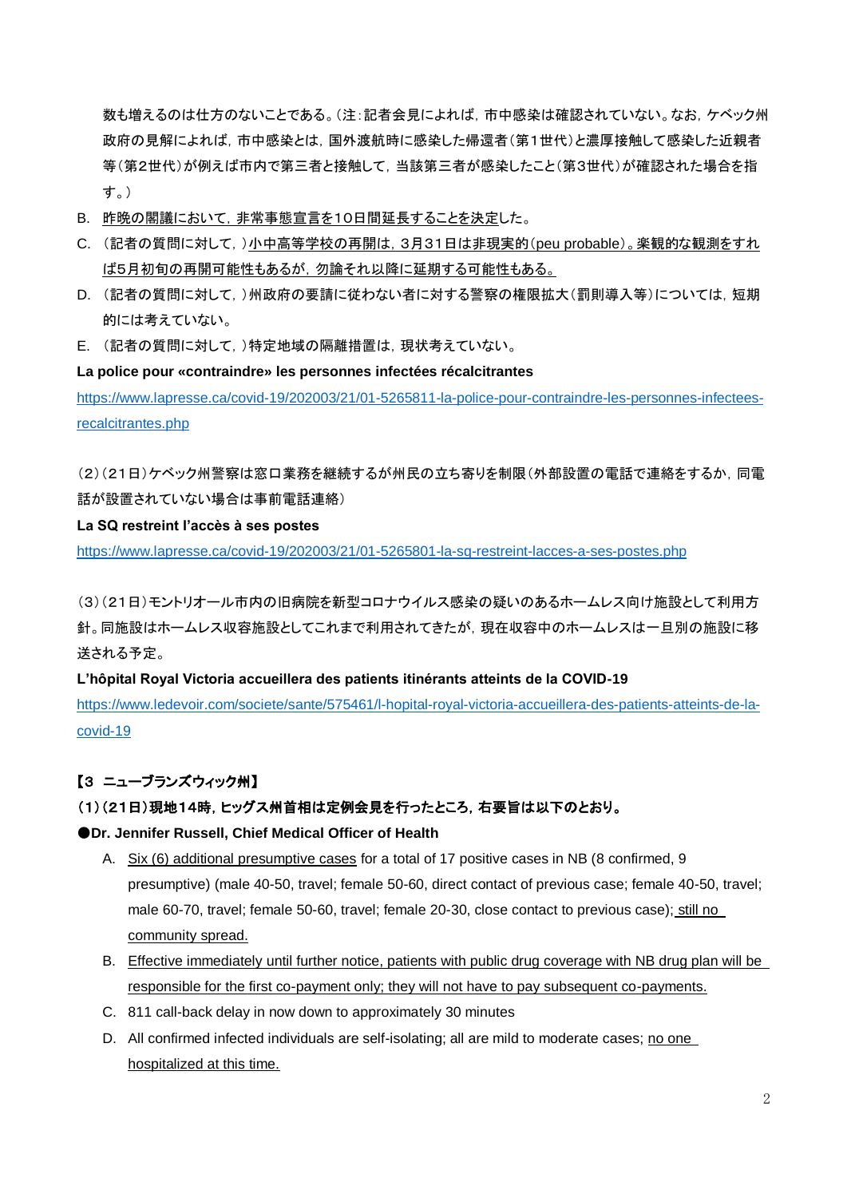数も増えるのは仕方のないことである。（注：記者会見によれば，市中感染は確認されていない。なお，ケベック州政府の見解によれば，市中感染とは，国外渡航時に感染した帰還者（第1世代）と濃厚接触して感染した近親者等（第2世代）が例えば市内で第三者と接触して，当該第三者が感染したこと（第3世代）が確認された場合を指す。）

B. 昨晩の閣議において，非常事態宣言を10日間延長することを決定した。

C. （記者の質問に対して，）小中高等学校の再開は，3月31日は非現実的（peu probable）。楽観的な観測をすれば5月初旬の再開可能性もあるが，勿論それ以降に延期する可能性もある。

D. （記者の質問に対して，）州政府の要請に従わない者に対する警察の権限拡大（罰則導入等）については，短期的には考えていない。

E. （記者の質問に対して，）特定地域の隔離措置は，現状考えていない。

**La police pour «contraindre» les personnes infectées récalcitrantes**

https://www.lapresse.ca/covid-19/202003/21/01-5265811-la-police-pour-contraindre-les-personnes-infectees-recalcitrantes.php

（2）（21日）ケベック州警察は窓口業務を継続するが州民の立ち寄りを制限（外部設置の電話で連絡をするか，同電話が設置されていない場合は事前電話連絡）

**La SQ restreint l'accès à ses postes**

https://www.lapresse.ca/covid-19/202003/21/01-5265801-la-sq-restreint-lacces-a-ses-postes.php

（3）（21日）モントリオール市内の旧病院を新型コロナウイルス感染の疑いのあるホームレス向け施設として利用方針。同施設はホームレス収容施設としてこれまで利用されてきたが，現在収容中のホームレスは一旦別の施設に移送される予定。

**L'hôpital Royal Victoria accueillera des patients itinérants atteints de la COVID-19**

https://www.ledevoir.com/societe/sante/575461/l-hopital-royal-victoria-accueillera-des-patients-atteints-de-la-covid-19

**【3 ニューブランズウィック州】**

**（1）（21日）現地14時，ヒッグス州首相は定例会見を行ったところ，右要旨は以下のとおり。**

**●Dr. Jennifer Russell, Chief Medical Officer of Health**

A. Six (6) additional presumptive cases for a total of 17 positive cases in NB (8 confirmed, 9 presumptive) (male 40-50, travel; female 50-60, direct contact of previous case; female 40-50, travel; male 60-70, travel; female 50-60, travel; female 20-30, close contact to previous case); still no community spread.

B. Effective immediately until further notice, patients with public drug coverage with NB drug plan will be responsible for the first co-payment only; they will not have to pay subsequent co-payments.

C. 811 call-back delay in now down to approximately 30 minutes

D. All confirmed infected individuals are self-isolating; all are mild to moderate cases; no one hospitalized at this time.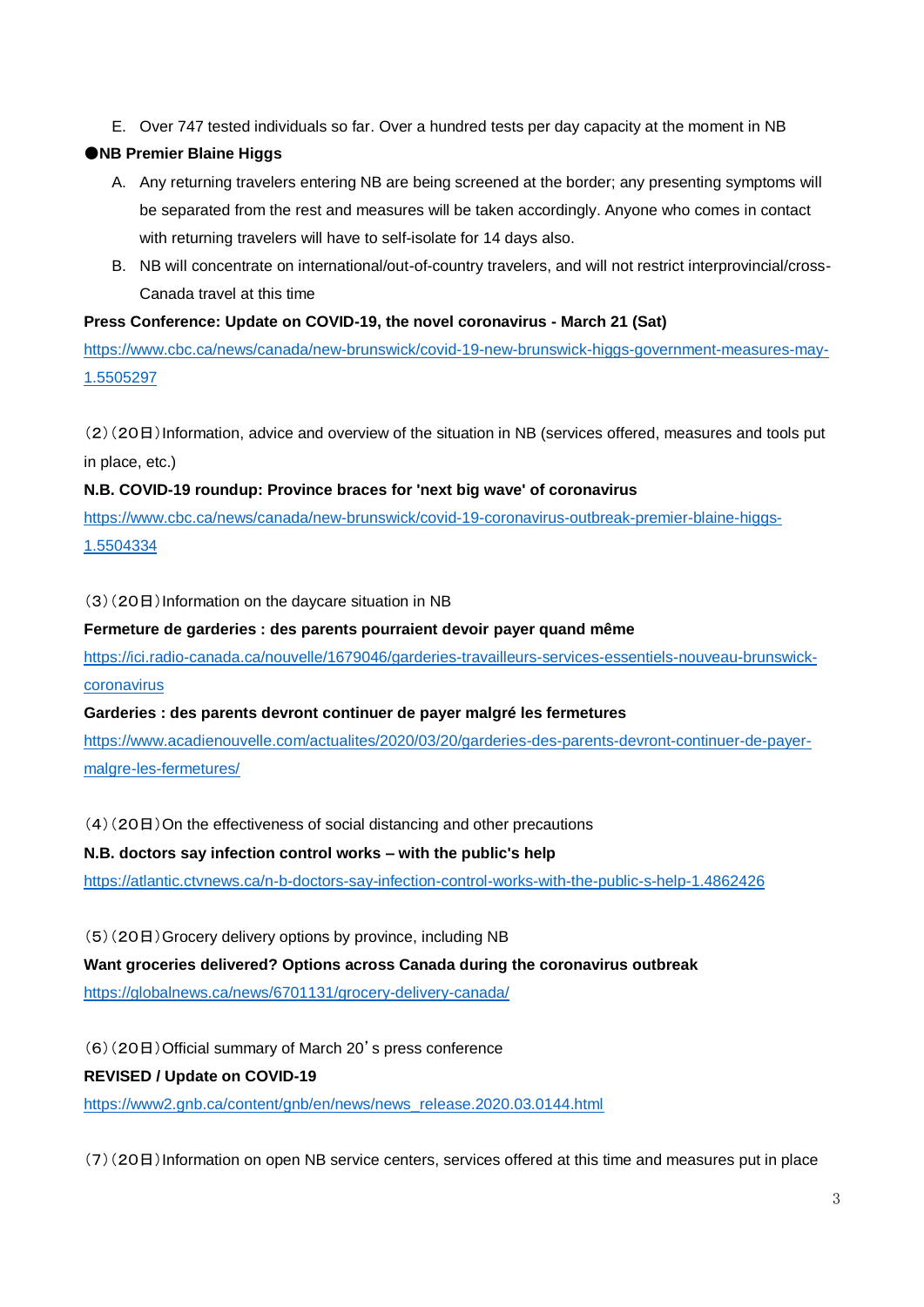E. Over 747 tested individuals so far. Over a hundred tests per day capacity at the moment in NB

**●NB Premier Blaine Higgs**

A. Any returning travelers entering NB are being screened at the border; any presenting symptoms will be separated from the rest and measures will be taken accordingly. Anyone who comes in contact with returning travelers will have to self-isolate for 14 days also.

B. NB will concentrate on international/out-of-country travelers, and will not restrict interprovincial/cross-Canada travel at this time

**Press Conference: Update on COVID-19, the novel coronavirus - March 21 (Sat)**

https://www.cbc.ca/news/canada/new-brunswick/covid-19-new-brunswick-higgs-government-measures-may-1.5505297

（2）（20日）Information, advice and overview of the situation in NB (services offered, measures and tools put in place, etc.)

**N.B. COVID-19 roundup: Province braces for 'next big wave' of coronavirus**

https://www.cbc.ca/news/canada/new-brunswick/covid-19-coronavirus-outbreak-premier-blaine-higgs-1.5504334

（3）（20日）Information on the daycare situation in NB

**Fermeture de garderies : des parents pourraient devoir payer quand même**

https://ici.radio-canada.ca/nouvelle/1679046/garderies-travailleurs-services-essentiels-nouveau-brunswick-coronavirus

**Garderies : des parents devront continuer de payer malgré les fermetures**

https://www.acadienouvelle.com/actualites/2020/03/20/garderies-des-parents-devront-continuer-de-payer-malgre-les-fermetures/

（4）（20日）On the effectiveness of social distancing and other precautions

**N.B. doctors say infection control works – with the public's help**

https://atlantic.ctvnews.ca/n-b-doctors-say-infection-control-works-with-the-public-s-help-1.4862426

（5）（20日）Grocery delivery options by province, including NB

**Want groceries delivered? Options across Canada during the coronavirus outbreak**

https://globalnews.ca/news/6701131/grocery-delivery-canada/

（6）（20日）Official summary of March 20’s press conference

**REVISED / Update on COVID-19**

https://www2.gnb.ca/content/gnb/en/news/news_release.2020.03.0144.html

（7）（20日）Information on open NB service centers, services offered at this time and measures put in place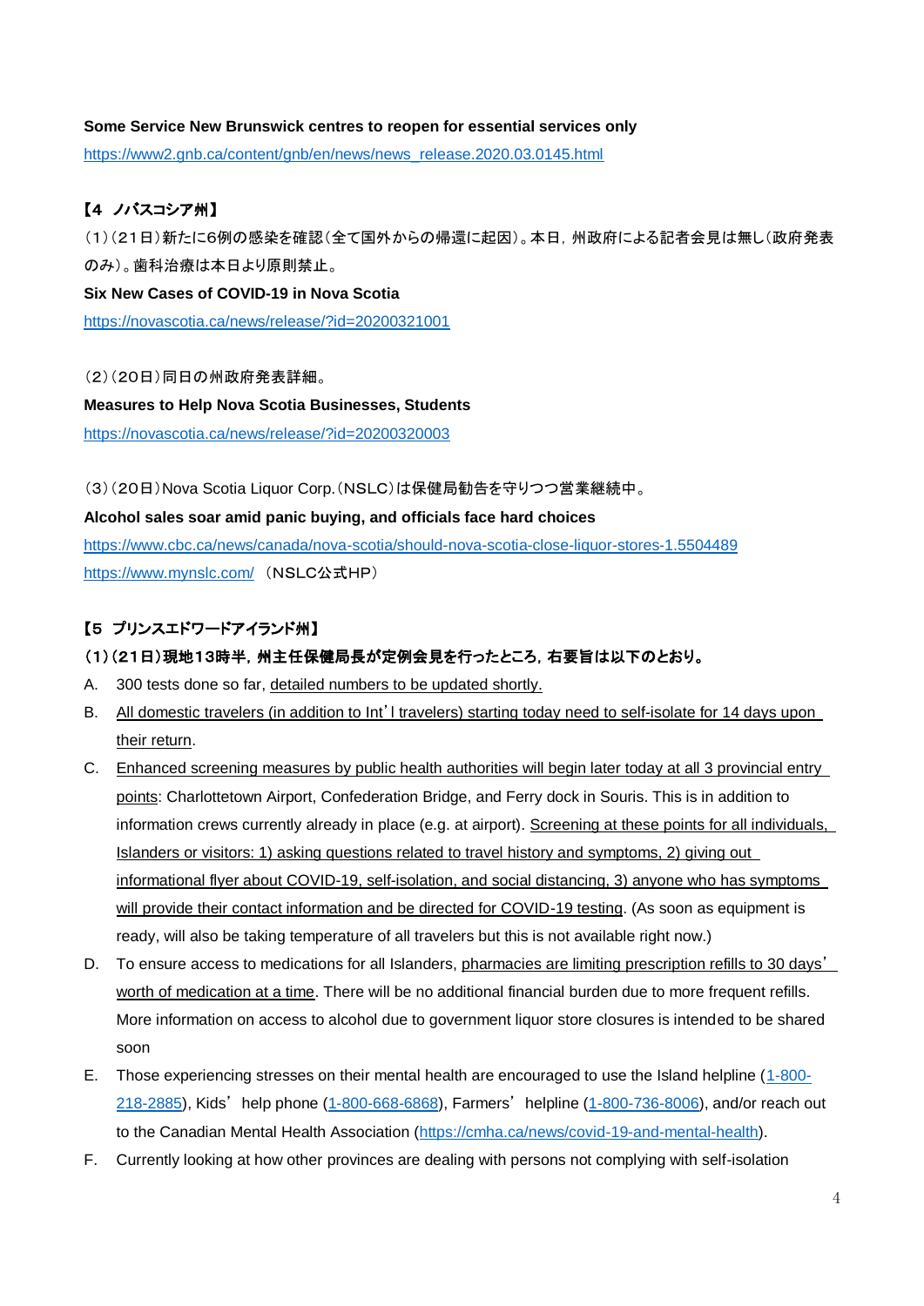**Some Service New Brunswick centres to reopen for essential services only**

https://www2.gnb.ca/content/gnb/en/news/news_release.2020.03.0145.html

**【4　ノバスコシア州】**

（1）（21日）新たに6例の感染を確認（全て国外からの帰還に起因）。本日，州政府による記者会見は無し（政府発表のみ）。歯科治療は本日より原則禁止。

**Six New Cases of COVID-19 in Nova Scotia**

https://novascotia.ca/news/release/?id=20200321001

（2）（20日）同日の州政府発表詳細。

**Measures to Help Nova Scotia Businesses, Students**

https://novascotia.ca/news/release/?id=20200320003

（3）（20日）Nova Scotia Liquor Corp.（NSLC）は保健局勧告を守りつつ営業継続中。

**Alcohol sales soar amid panic buying, and officials face hard choices**

https://www.cbc.ca/news/canada/nova-scotia/should-nova-scotia-close-liquor-stores-1.5504489

https://www.mynslc.com/ （NSLC公式HP）

**【5　プリンスエドワードアイランド州】**

**（1）（21日）現地13時半，州主任保健局長が定例会見を行ったところ，右要旨は以下のとおり。**

A. 300 tests done so far, detailed numbers to be updated shortly.

B. All domestic travelers (in addition to Int'l travelers) starting today need to self-isolate for 14 days upon their return.

C. Enhanced screening measures by public health authorities will begin later today at all 3 provincial entry points: Charlottetown Airport, Confederation Bridge, and Ferry dock in Souris. This is in addition to information crews currently already in place (e.g. at airport). Screening at these points for all individuals, Islanders or visitors: 1) asking questions related to travel history and symptoms, 2) giving out informational flyer about COVID-19, self-isolation, and social distancing, 3) anyone who has symptoms will provide their contact information and be directed for COVID-19 testing. (As soon as equipment is ready, will also be taking temperature of all travelers but this is not available right now.)

D. To ensure access to medications for all Islanders, pharmacies are limiting prescription refills to 30 days' worth of medication at a time. There will be no additional financial burden due to more frequent refills. More information on access to alcohol due to government liquor store closures is intended to be shared soon

E. Those experiencing stresses on their mental health are encouraged to use the Island helpline (1-800-218-2885), Kids' help phone (1-800-668-6868), Farmers' helpline (1-800-736-8006), and/or reach out to the Canadian Mental Health Association (https://cmha.ca/news/covid-19-and-mental-health).

F. Currently looking at how other provinces are dealing with persons not complying with self-isolation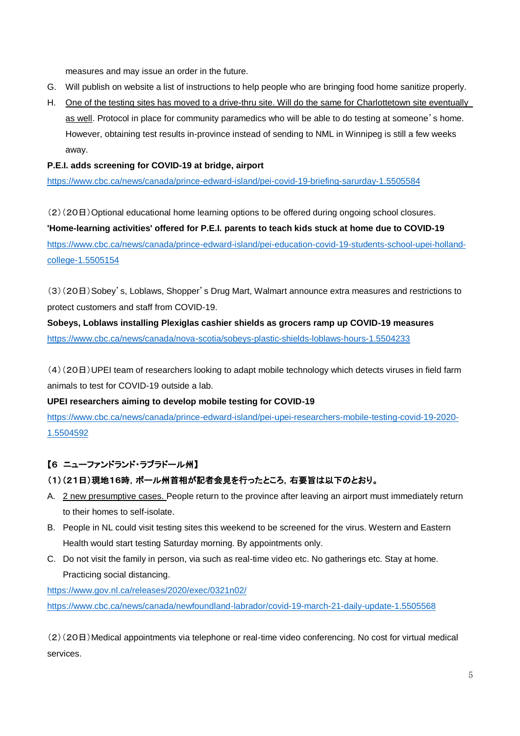measures and may issue an order in the future.

G. Will publish on website a list of instructions to help people who are bringing food home sanitize properly.

H. One of the testing sites has moved to a drive-thru site. Will do the same for Charlottetown site eventually as well. Protocol in place for community paramedics who will be able to do testing at someone's home. However, obtaining test results in-province instead of sending to NML in Winnipeg is still a few weeks away.

**P.E.I. adds screening for COVID-19 at bridge, airport**

https://www.cbc.ca/news/canada/prince-edward-island/pei-covid-19-briefing-sarurday-1.5505584

（2）（20日）Optional educational home learning options to be offered during ongoing school closures.

**'Home-learning activities' offered for P.E.I. parents to teach kids stuck at home due to COVID-19**

https://www.cbc.ca/news/canada/prince-edward-island/pei-education-covid-19-students-school-upei-holland-college-1.5505154

（3）（20日）Sobey's, Loblaws, Shopper's Drug Mart, Walmart announce extra measures and restrictions to protect customers and staff from COVID-19.

**Sobeys, Loblaws installing Plexiglas cashier shields as grocers ramp up COVID-19 measures**

https://www.cbc.ca/news/canada/nova-scotia/sobeys-plastic-shields-loblaws-hours-1.5504233

（4）（20日）UPEI team of researchers looking to adapt mobile technology which detects viruses in field farm animals to test for COVID-19 outside a lab.

**UPEI researchers aiming to develop mobile testing for COVID-19**

https://www.cbc.ca/news/canada/prince-edward-island/pei-upei-researchers-mobile-testing-covid-19-2020-1.5504592

**【6 ニューファンドランド・ラブラドール州】**

**（1）（21日）現地16時，ボール州首相が記者会見を行ったところ，右要旨は以下のとおり。**

A. 2 new presumptive cases. People return to the province after leaving an airport must immediately return to their homes to self-isolate.

B. People in NL could visit testing sites this weekend to be screened for the virus. Western and Eastern Health would start testing Saturday morning. By appointments only.

C. Do not visit the family in person, via such as real-time video etc. No gatherings etc. Stay at home. Practicing social distancing.

https://www.gov.nl.ca/releases/2020/exec/0321n02/

https://www.cbc.ca/news/canada/newfoundland-labrador/covid-19-march-21-daily-update-1.5505568

（2）（20日）Medical appointments via telephone or real-time video conferencing. No cost for virtual medical services.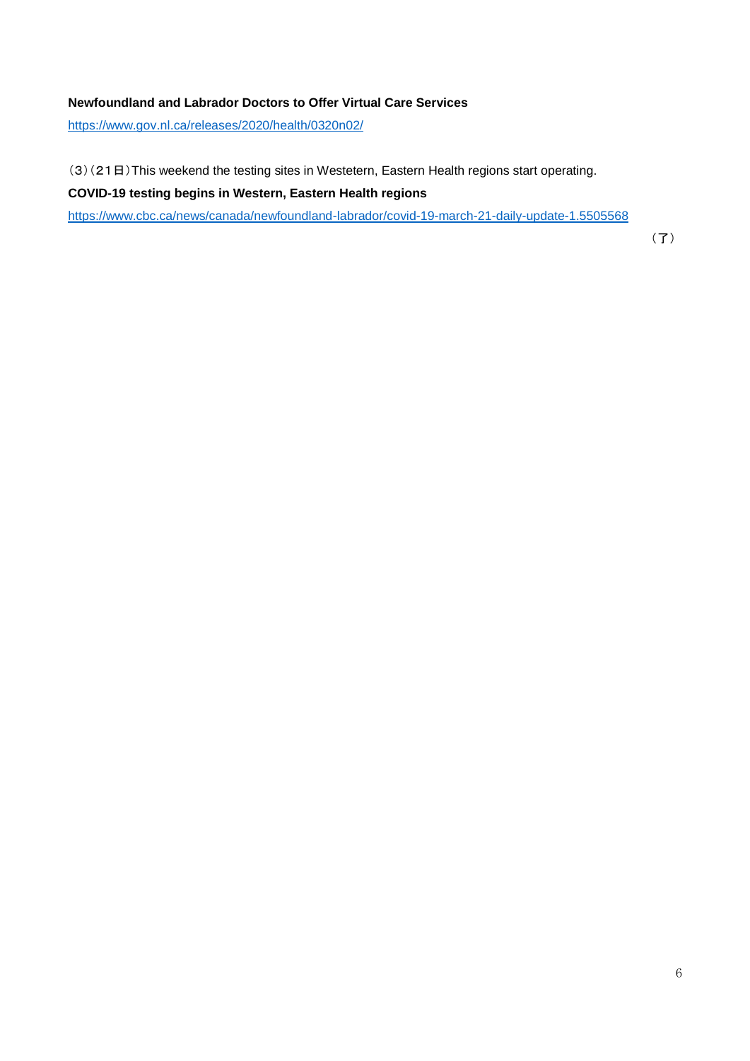**Newfoundland and Labrador Doctors to Offer Virtual Care Services**

https://www.gov.nl.ca/releases/2020/health/0320n02/

（3）（21日）This weekend the testing sites in Westetern, Eastern Health regions start operating.

**COVID-19 testing begins in Western, Eastern Health regions**

https://www.cbc.ca/news/canada/newfoundland-labrador/covid-19-march-21-daily-update-1.5505568

（了）